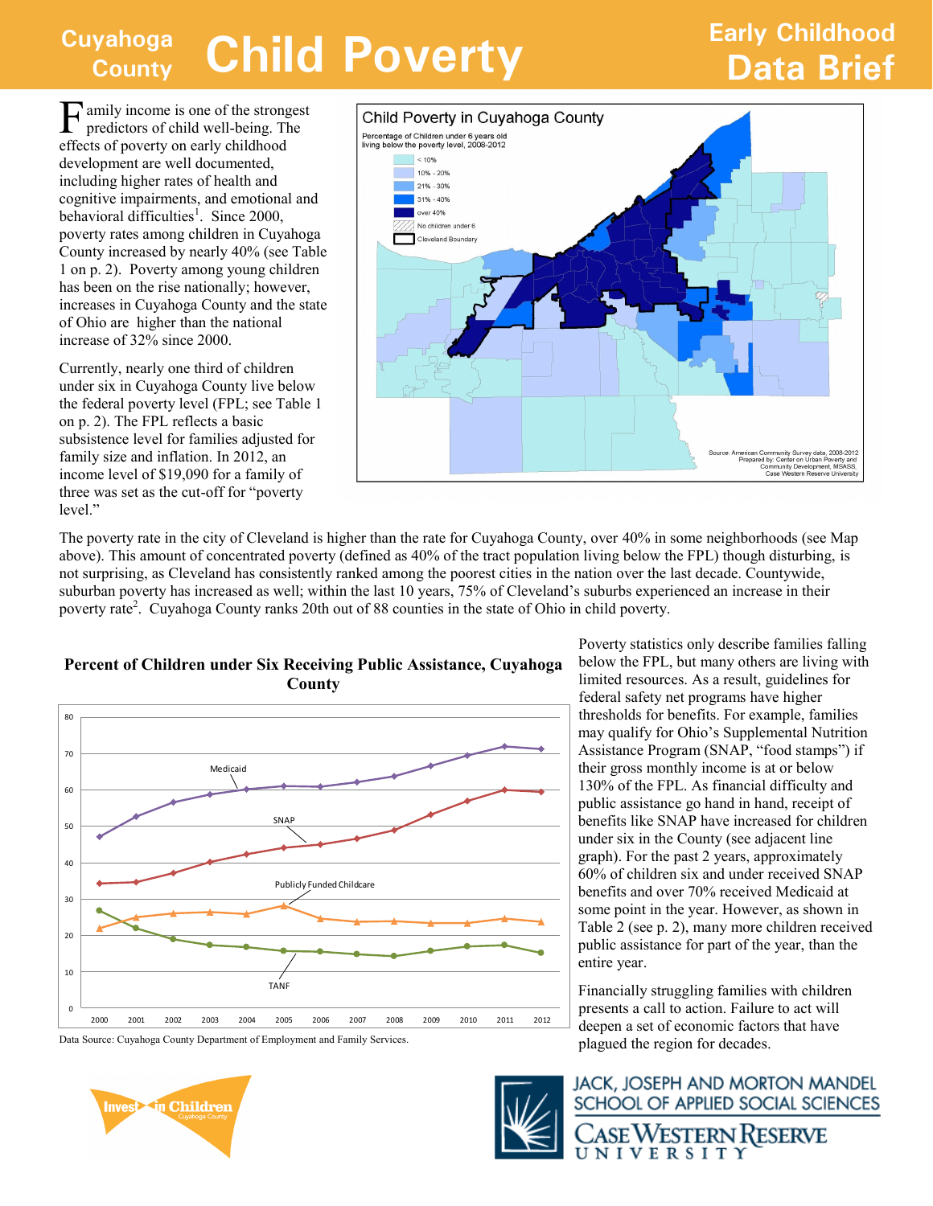# Cuyahoga County Child Poverty

## Early Childhood Data Brief

Family income is one of the strongest predictors of child well-being. The effects of poverty on early childhood development are well documented, including higher rates of health and cognitive impairments, and emotional and behavioral difficulties[1]. Since 2000, poverty rates among children in Cuyahoga County increased by nearly 40% (see Table 1 on p. 2). Poverty among young children has been on the rise nationally; however, increases in Cuyahoga County and the state of Ohio are higher than the national increase of 32% since 2000.

Currently, nearly one third of children under six in Cuyahoga County live below the federal poverty level (FPL; see Table 1 on p. 2). The FPL reflects a basic subsistence level for families adjusted for family size and inflation. In 2012, an income level of $19,090 for a family of three was set as the cut-off for "poverty level."

**Child Poverty in Cuyahoga County**

Percentage of Children under 6 years old living below the poverty level, 2008-2012

Legend: < 10%; 10% - 20%; 21% - 30%; 31% - 40%; over 40%; No children under 6; Cleveland Boundary

Source: American Community Survey data, 2008-2012. Prepared by: Center on Urban Poverty and Community Development, MSASS, Case Western Reserve University

The poverty rate in the city of Cleveland is higher than the rate for Cuyahoga County, over 40% in some neighborhoods (see Map above). This amount of concentrated poverty (defined as 40% of the tract population living below the FPL) though disturbing, is not surprising, as Cleveland has consistently ranked among the poorest cities in the nation over the last decade. Countywide, suburban poverty has increased as well; within the last 10 years, 75% of Cleveland's suburbs experienced an increase in their poverty rate[2]. Cuyahoga County ranks 20th out of 88 counties in the state of Ohio in child poverty.

**Percent of Children under Six Receiving Public Assistance, Cuyahoga County**

| Year | Medicaid | SNAP | Publicly Funded Childcare | TANF |
|---|---|---|---|---|
| 2000 | 47 | 34 | 22 | 27 |
| 2001 | 53 | 35 | 25 | 22 |
| 2002 | 56 | 37 | 26 | 19 |
| 2003 | 59 | 40 | 26 | 17 |
| 2004 | 60 | 42 | 26 | 17 |
| 2005 | 61 | 44 | 28 | 16 |
| 2006 | 61 | 45 | 25 | 16 |
| 2007 | 62 | 46 | 24 | 15 |
| 2008 | 64 | 49 | 24 | 14 |
| 2009 | 66 | 53 | 23 | 16 |
| 2010 | 69 | 57 | 23 | 17 |
| 2011 | 72 | 60 | 25 | 17 |
| 2012 | 71 | 59 | 24 | 15 |

Data Source: Cuyahoga County Department of Employment and Family Services.

Poverty statistics only describe families falling below the FPL, but many others are living with limited resources. As a result, guidelines for federal safety net programs have higher thresholds for benefits. For example, families may qualify for Ohio's Supplemental Nutrition Assistance Program (SNAP, "food stamps") if their gross monthly income is at or below 130% of the FPL. As financial difficulty and public assistance go hand in hand, receipt of benefits like SNAP have increased for children under six in the County (see adjacent line graph). For the past 2 years, approximately 60% of children six and under received SNAP benefits and over 70% received Medicaid at some point in the year. However, as shown in Table 2 (see p. 2), many more children received public assistance for part of the year, than the entire year.

Financially struggling families with children presents a call to action. Failure to act will deepen a set of economic factors that have plagued the region for decades.

Invest in Children Cuyahoga County

Jack, Joseph and Morton Mandel School of Applied Social Sciences
Case Western Reserve University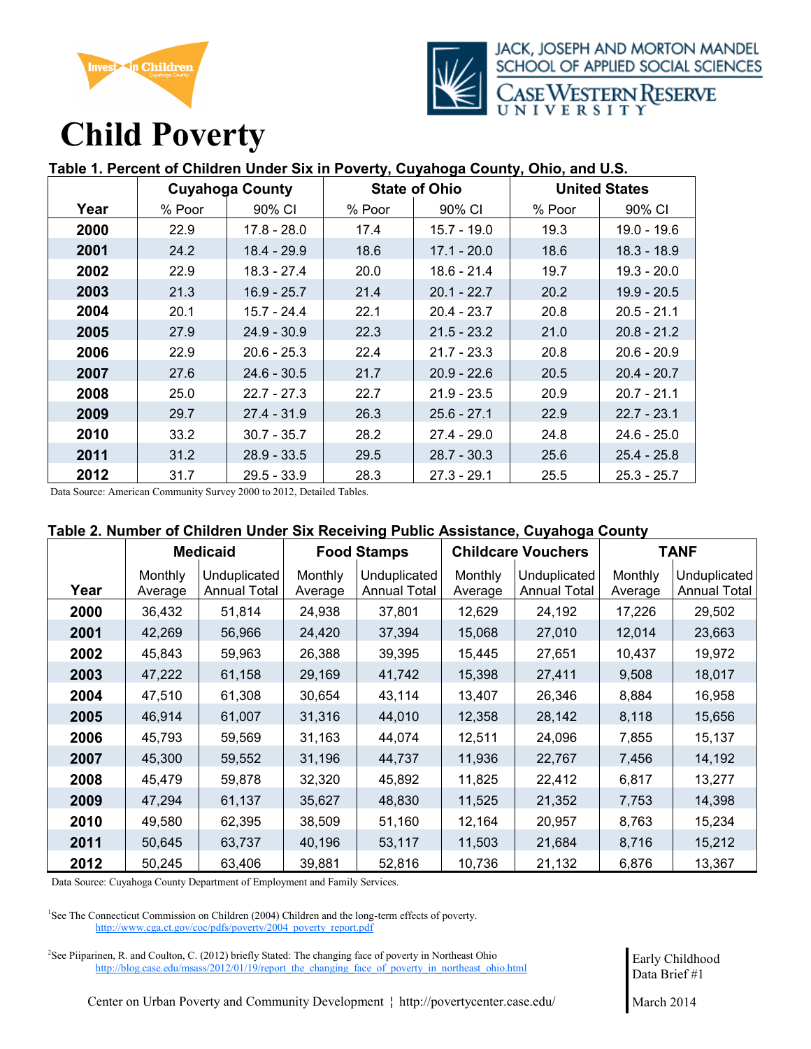# Child Poverty

**Table 1. Percent of Children Under Six in Poverty, Cuyahoga County, Ohio, and U.S.**

| | Cuyahoga County | | State of Ohio | | United States | |
|---|---|---|---|---|---|---|
| Year | % Poor | 90% CI | % Poor | 90% CI | % Poor | 90% CI |
| **2000** | 22.9 | 17.8 - 28.0 | 17.4 | 15.7 - 19.0 | 19.3 | 19.0 - 19.6 |
| **2001** | 24.2 | 18.4 - 29.9 | 18.6 | 17.1 - 20.0 | 18.6 | 18.3 - 18.9 |
| **2002** | 22.9 | 18.3 - 27.4 | 20.0 | 18.6 - 21.4 | 19.7 | 19.3 - 20.0 |
| **2003** | 21.3 | 16.9 - 25.7 | 21.4 | 20.1 - 22.7 | 20.2 | 19.9 - 20.5 |
| **2004** | 20.1 | 15.7 - 24.4 | 22.1 | 20.4 - 23.7 | 20.8 | 20.5 - 21.1 |
| **2005** | 27.9 | 24.9 - 30.9 | 22.3 | 21.5 - 23.2 | 21.0 | 20.8 - 21.2 |
| **2006** | 22.9 | 20.6 - 25.3 | 22.4 | 21.7 - 23.3 | 20.8 | 20.6 - 20.9 |
| **2007** | 27.6 | 24.6 - 30.5 | 21.7 | 20.9 - 22.6 | 20.5 | 20.4 - 20.7 |
| **2008** | 25.0 | 22.7 - 27.3 | 22.7 | 21.9 - 23.5 | 20.9 | 20.7 - 21.1 |
| **2009** | 29.7 | 27.4 - 31.9 | 26.3 | 25.6 - 27.1 | 22.9 | 22.7 - 23.1 |
| **2010** | 33.2 | 30.7 - 35.7 | 28.2 | 27.4 - 29.0 | 24.8 | 24.6 - 25.0 |
| **2011** | 31.2 | 28.9 - 33.5 | 29.5 | 28.7 - 30.3 | 25.6 | 25.4 - 25.8 |
| **2012** | 31.7 | 29.5 - 33.9 | 28.3 | 27.3 - 29.1 | 25.5 | 25.3 - 25.7 |

Data Source: American Community Survey 2000 to 2012, Detailed Tables.

**Table 2. Number of Children Under Six Receiving Public Assistance, Cuyahoga County**

| | Medicaid | | Food Stamps | | Childcare Vouchers | | TANF | |
|---|---|---|---|---|---|---|---|---|
| Year | Monthly Average | Unduplicated Annual Total | Monthly Average | Unduplicated Annual Total | Monthly Average | Unduplicated Annual Total | Monthly Average | Unduplicated Annual Total |
| **2000** | 36,432 | 51,814 | 24,938 | 37,801 | 12,629 | 24,192 | 17,226 | 29,502 |
| **2001** | 42,269 | 56,966 | 24,420 | 37,394 | 15,068 | 27,010 | 12,014 | 23,663 |
| **2002** | 45,843 | 59,963 | 26,388 | 39,395 | 15,445 | 27,651 | 10,437 | 19,972 |
| **2003** | 47,222 | 61,158 | 29,169 | 41,742 | 15,398 | 27,411 | 9,508 | 18,017 |
| **2004** | 47,510 | 61,308 | 30,654 | 43,114 | 13,407 | 26,346 | 8,884 | 16,958 |
| **2005** | 46,914 | 61,007 | 31,316 | 44,010 | 12,358 | 28,142 | 8,118 | 15,656 |
| **2006** | 45,793 | 59,569 | 31,163 | 44,074 | 12,511 | 24,096 | 7,855 | 15,137 |
| **2007** | 45,300 | 59,552 | 31,196 | 44,737 | 11,936 | 22,767 | 7,456 | 14,192 |
| **2008** | 45,479 | 59,878 | 32,320 | 45,892 | 11,825 | 22,412 | 6,817 | 13,277 |
| **2009** | 47,294 | 61,137 | 35,627 | 48,830 | 11,525 | 21,352 | 7,753 | 14,398 |
| **2010** | 49,580 | 62,395 | 38,509 | 51,160 | 12,164 | 20,957 | 8,763 | 15,234 |
| **2011** | 50,645 | 63,737 | 40,196 | 53,117 | 11,503 | 21,684 | 8,716 | 15,212 |
| **2012** | 50,245 | 63,406 | 39,881 | 52,816 | 10,736 | 21,132 | 6,876 | 13,367 |

Data Source: Cuyahoga County Department of Employment and Family Services.

[1]See The Connecticut Commission on Children (2004) Children and the long-term effects of poverty. http://www.cga.ct.gov/coc/pdfs/poverty/2004_poverty_report.pdf

[2]See Piiparinen, R. and Coulton, C. (2012) briefly Stated: The changing face of poverty in Northeast Ohio http://blog.case.edu/msass/2012/01/19/report_the_changing_face_of_poverty_in_northeast_ohio.html

Center on Urban Poverty and Community Development ¦ http://povertycenter.case.edu/

Early Childhood Data Brief #1

March 2014